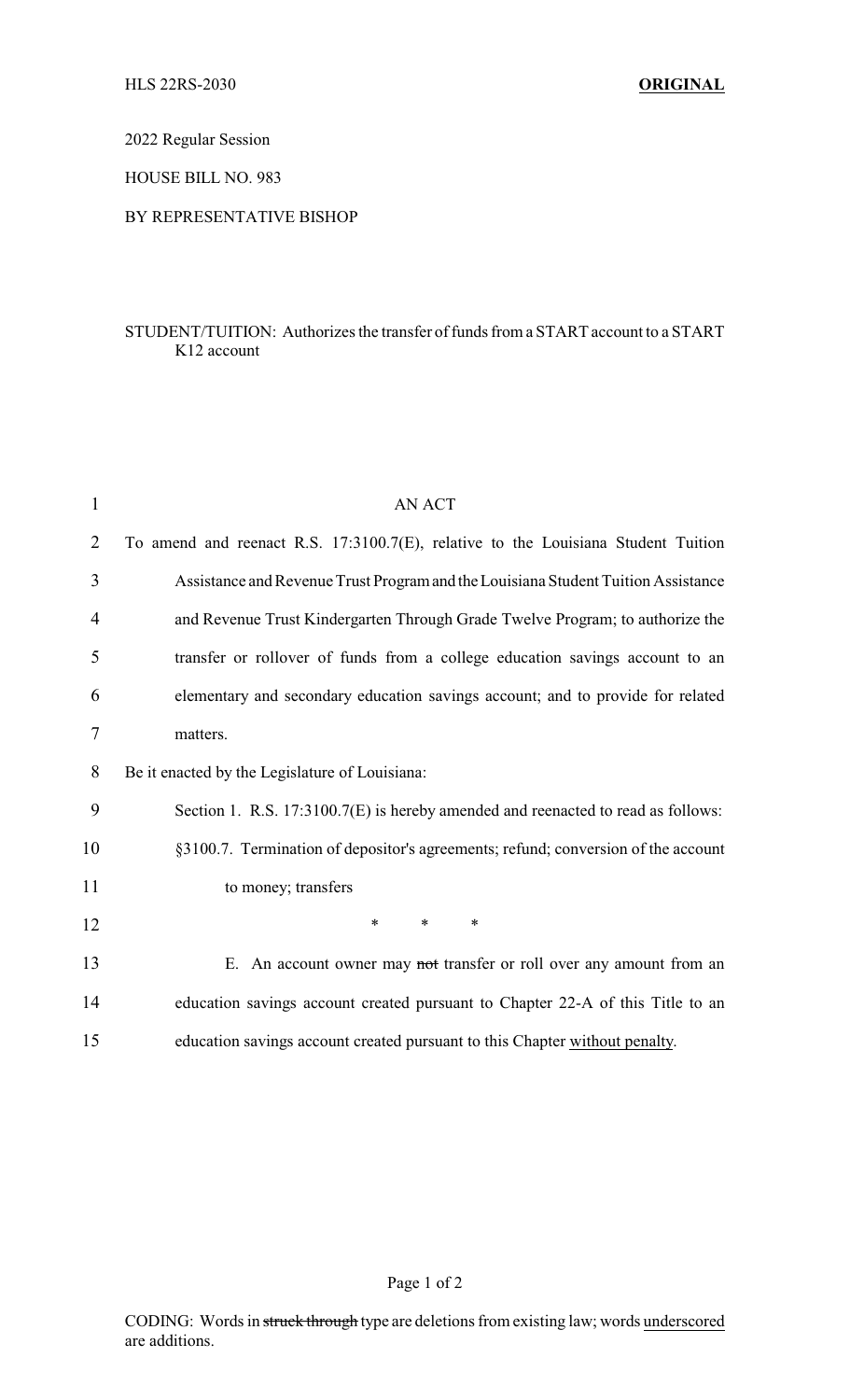HLS 22RS-2030 **ORIGINAL**

2022 Regular Session

HOUSE BILL NO. 983

BY REPRESENTATIVE BISHOP

STUDENT/TUITION: Authorizes the transfer of funds from a START account to a START K12 account

AN ACT

To amend and reenact R.S. 17:3100.7(E), relative to the Louisiana Student Tuition Assistance and Revenue Trust Program and the Louisiana Student Tuition Assistance and Revenue Trust Kindergarten Through Grade Twelve Program; to authorize the transfer or rollover of funds from a college education savings account to an elementary and secondary education savings account; and to provide for related matters.

Be it enacted by the Legislature of Louisiana:

Section 1. R.S. 17:3100.7(E) is hereby amended and reenacted to read as follows:

§3100.7. Termination of depositor's agreements; refund; conversion of the account to money; transfers

\* \* \*

E. An account owner may ~~not~~ transfer or roll over any amount from an education savings account created pursuant to Chapter 22-A of this Title to an education savings account created pursuant to this Chapter <u>without penalty</u>.

CODING: Words in ~~struck through~~ type are deletions from existing law; words <u>underscored</u> are additions.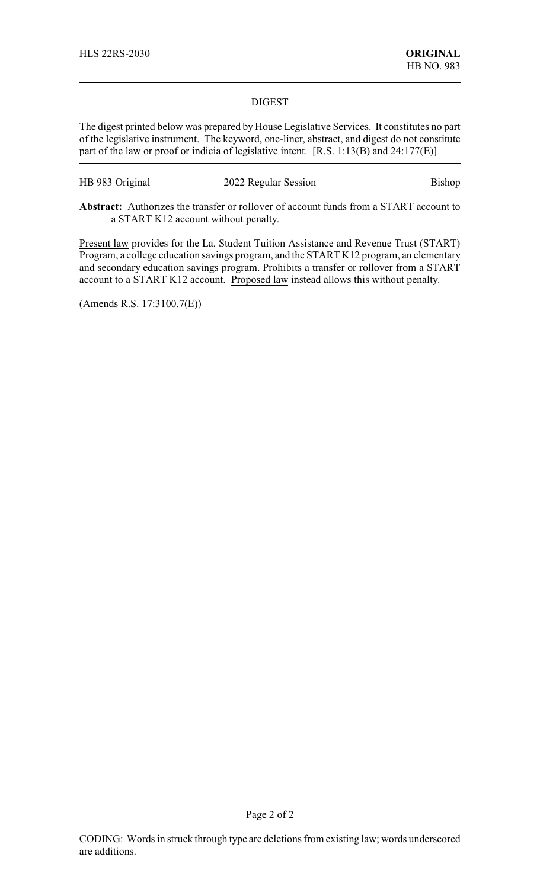DIGEST

The digest printed below was prepared by House Legislative Services. It constitutes no part of the legislative instrument. The keyword, one-liner, abstract, and digest do not constitute part of the law or proof or indicia of legislative intent. [R.S. 1:13(B) and 24:177(E)]

| | | |
|---|---|---|
| HB 983 Original | 2022 Regular Session | Bishop |

**Abstract:** Authorizes the transfer or rollover of account funds from a START account to a START K12 account without penalty.

Present law provides for the La. Student Tuition Assistance and Revenue Trust (START) Program, a college education savings program, and the START K12 program, an elementary and secondary education savings program. Prohibits a transfer or rollover from a START account to a START K12 account. Proposed law instead allows this without penalty.

(Amends R.S. 17:3100.7(E))

CODING: Words in struck through type are deletions from existing law; words underscored are additions.